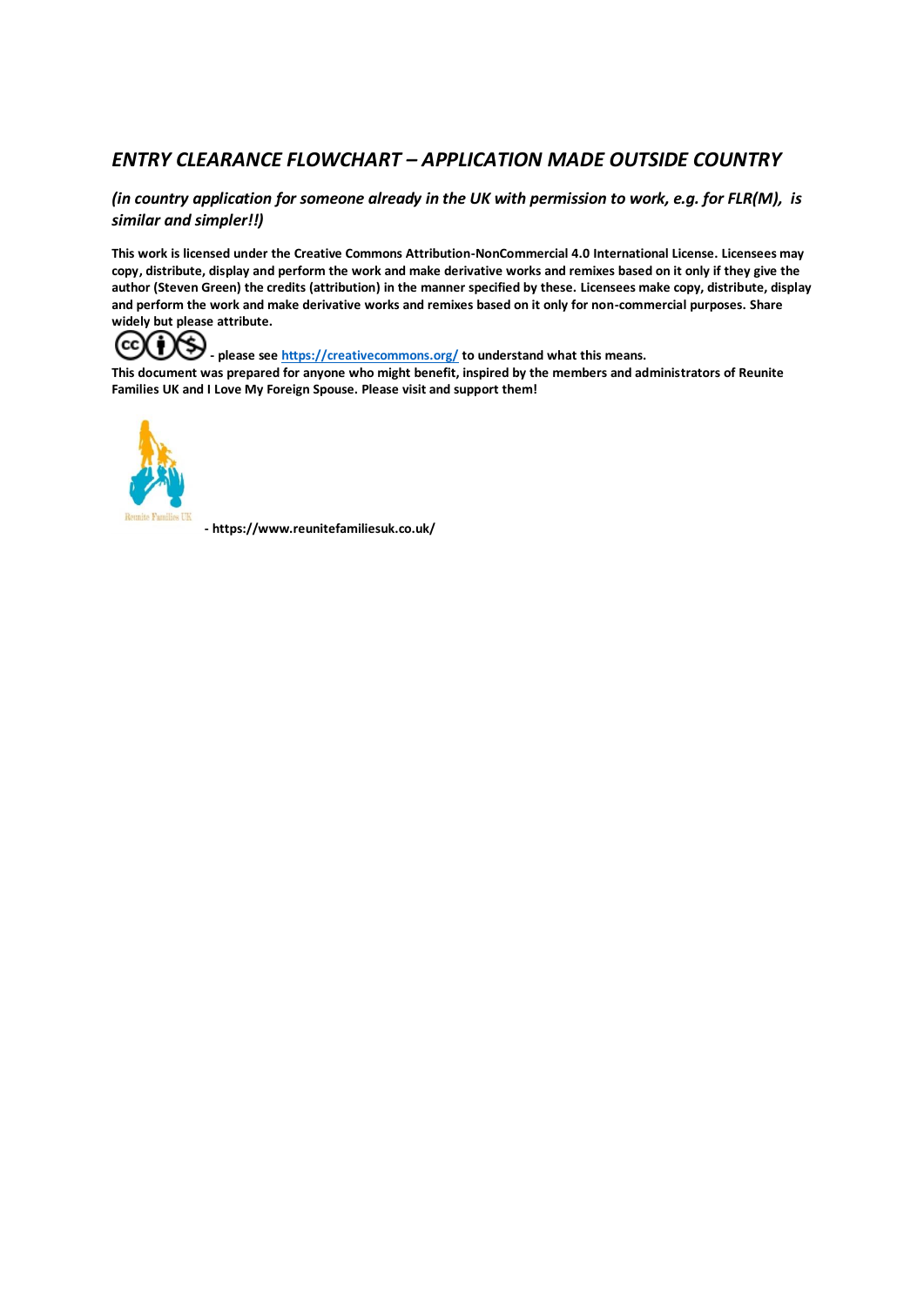## *ENTRY CLEARANCE FLOWCHART – APPLICATION MADE OUTSIDE COUNTRY*

***(in country application for someone already in the UK with permission to work, e.g. for FLR(M), is similar and simpler!!)***

**This work is licensed under the Creative Commons Attribution-NonCommercial 4.0 International License. Licensees may copy, distribute, display and perform the work and make derivative works and remixes based on it only if they give the author (Steven Green) the credits (attribution) in the manner specified by these. Licensees make copy, distribute, display and perform the work and make derivative works and remixes based on it only for non-commercial purposes. Share widely but please attribute.**

**- please see [https://creativecommons.org/](https://creativecommons.org/) to understand what this means.**

**This document was prepared for anyone who might benefit, inspired by the members and administrators of Reunite Families UK and I Love My Foreign Spouse. Please visit and support them!**

Reunite Families UK

**- https://www.reunitefamiliesuk.co.uk/**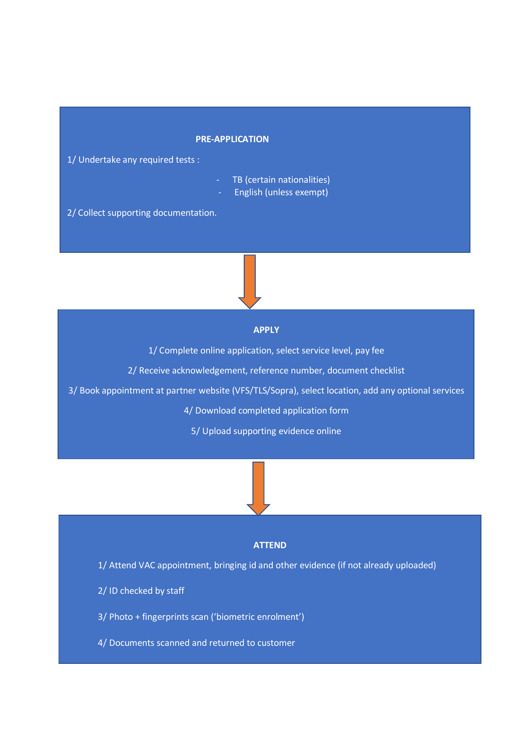**PRE-APPLICATION**

1/ Undertake any required tests :

- TB (certain nationalities)
- English (unless exempt)

2/ Collect supporting documentation.

**APPLY**

1/ Complete online application, select service level, pay fee

2/ Receive acknowledgement, reference number, document checklist

3/ Book appointment at partner website (VFS/TLS/Sopra), select location, add any optional services

4/ Download completed application form

5/ Upload supporting evidence online

**ATTEND**

1/ Attend VAC appointment, bringing id and other evidence (if not already uploaded)

2/ ID checked by staff

3/ Photo + fingerprints scan ('biometric enrolment')

4/ Documents scanned and returned to customer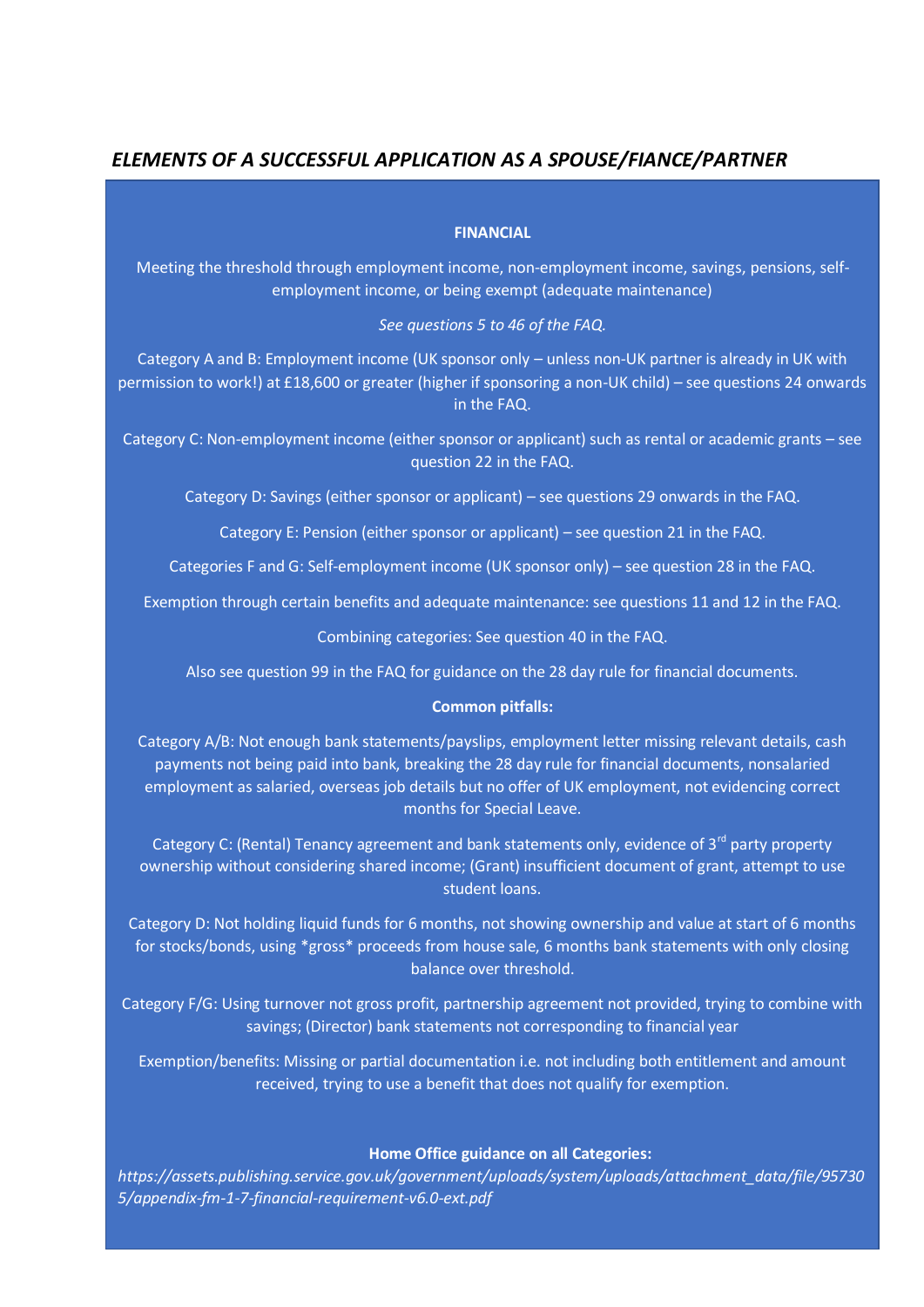## *ELEMENTS OF A SUCCESSFUL APPLICATION AS A SPOUSE/FIANCE/PARTNER*

### FINANCIAL

Meeting the threshold through employment income, non-employment income, savings, pensions, self-employment income, or being exempt (adequate maintenance)

*See questions 5 to 46 of the FAQ.*

Category A and B: Employment income (UK sponsor only – unless non-UK partner is already in UK with permission to work!) at £18,600 or greater (higher if sponsoring a non-UK child) – see questions 24 onwards in the FAQ.

Category C: Non-employment income (either sponsor or applicant) such as rental or academic grants – see question 22 in the FAQ.

Category D: Savings (either sponsor or applicant) – see questions 29 onwards in the FAQ.

Category E: Pension (either sponsor or applicant) – see question 21 in the FAQ.

Categories F and G: Self-employment income (UK sponsor only) – see question 28 in the FAQ.

Exemption through certain benefits and adequate maintenance: see questions 11 and 12 in the FAQ.

Combining categories: See question 40 in the FAQ.

Also see question 99 in the FAQ for guidance on the 28 day rule for financial documents.

**Common pitfalls:**

Category A/B: Not enough bank statements/payslips, employment letter missing relevant details, cash payments not being paid into bank, breaking the 28 day rule for financial documents, nonsalaried employment as salaried, overseas job details but no offer of UK employment, not evidencing correct months for Special Leave.

Category C: (Rental) Tenancy agreement and bank statements only, evidence of 3rd party property ownership without considering shared income; (Grant) insufficient document of grant, attempt to use student loans.

Category D: Not holding liquid funds for 6 months, not showing ownership and value at start of 6 months for stocks/bonds, using *gross* proceeds from house sale, 6 months bank statements with only closing balance over threshold.

Category F/G: Using turnover not gross profit, partnership agreement not provided, trying to combine with savings; (Director) bank statements not corresponding to financial year

Exemption/benefits: Missing or partial documentation i.e. not including both entitlement and amount received, trying to use a benefit that does not qualify for exemption.

**Home Office guidance on all Categories:**

*https://assets.publishing.service.gov.uk/government/uploads/system/uploads/attachment_data/file/957305/appendix-fm-1-7-financial-requirement-v6.0-ext.pdf*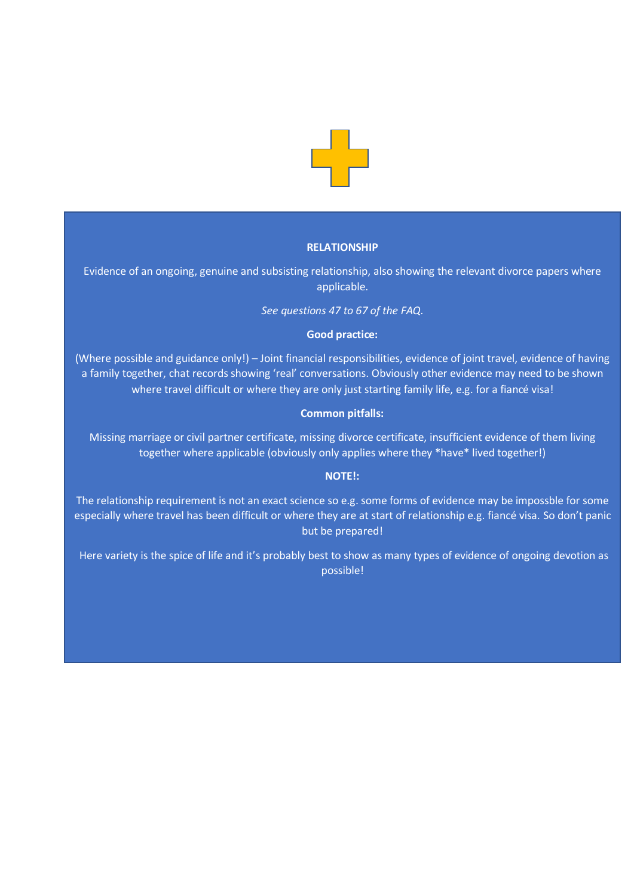## RELATIONSHIP

Evidence of an ongoing, genuine and subsisting relationship, also showing the relevant divorce papers where applicable.

*See questions 47 to 67 of the FAQ.*

**Good practice:**

(Where possible and guidance only!) – Joint financial responsibilities, evidence of joint travel, evidence of having a family together, chat records showing 'real' conversations. Obviously other evidence may need to be shown where travel difficult or where they are only just starting family life, e.g. for a fiancé visa!

**Common pitfalls:**

Missing marriage or civil partner certificate, missing divorce certificate, insufficient evidence of them living together where applicable (obviously only applies where they *have* lived together!)

**NOTE!:**

The relationship requirement is not an exact science so e.g. some forms of evidence may be impossble for some especially where travel has been difficult or where they are at start of relationship e.g. fiancé visa. So don't panic but be prepared!

Here variety is the spice of life and it's probably best to show as many types of evidence of ongoing devotion as possible!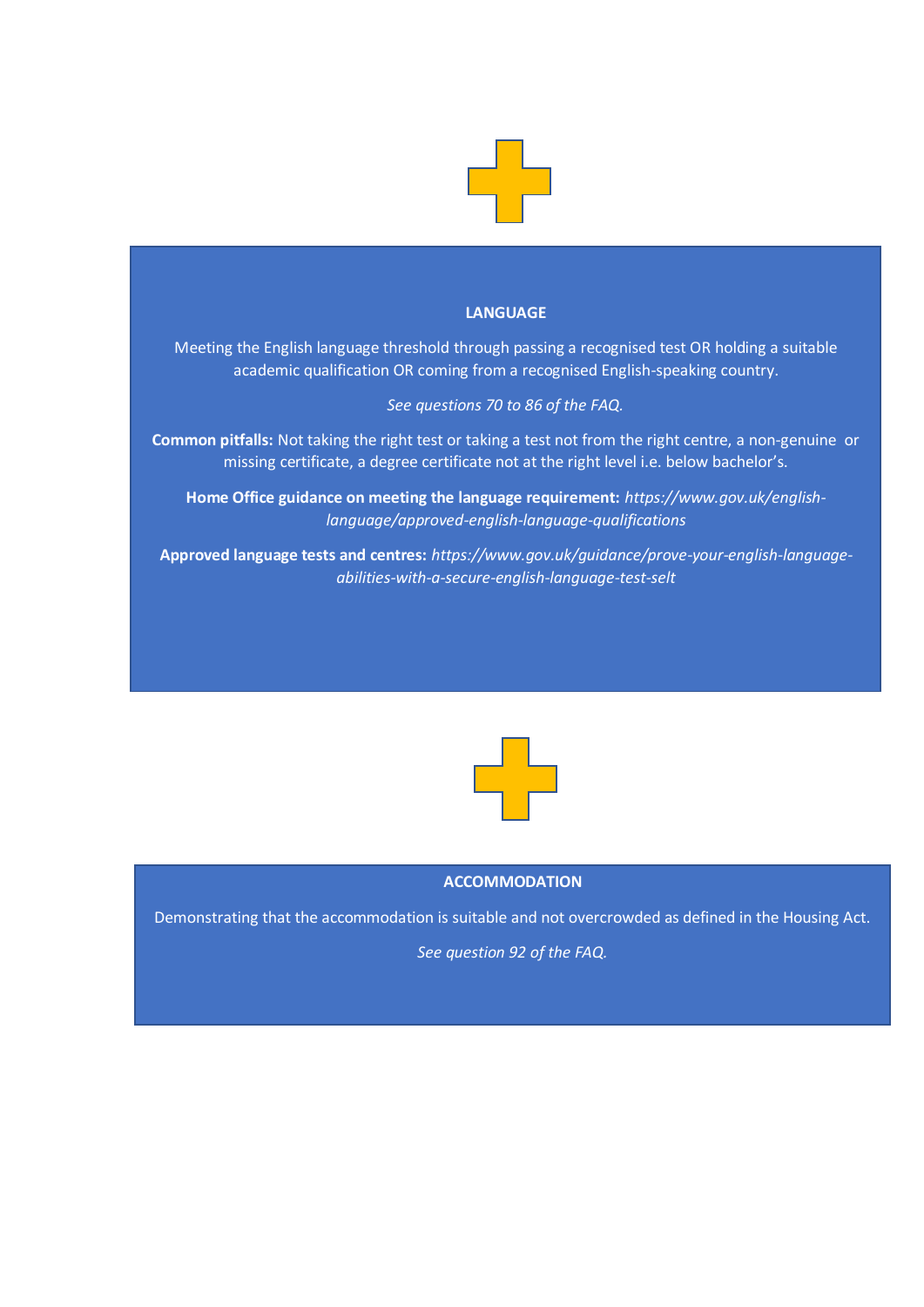## LANGUAGE

Meeting the English language threshold through passing a recognised test OR holding a suitable academic qualification OR coming from a recognised English-speaking country.

*See questions 70 to 86 of the FAQ.*

**Common pitfalls:** Not taking the right test or taking a test not from the right centre, a non-genuine or missing certificate, a degree certificate not at the right level i.e. below bachelor's.

**Home Office guidance on meeting the language requirement:** *https://www.gov.uk/english-language/approved-english-language-qualifications*

**Approved language tests and centres:** *https://www.gov.uk/guidance/prove-your-english-language-abilities-with-a-secure-english-language-test-selt*

## ACCOMMODATION

Demonstrating that the accommodation is suitable and not overcrowded as defined in the Housing Act.

*See question 92 of the FAQ.*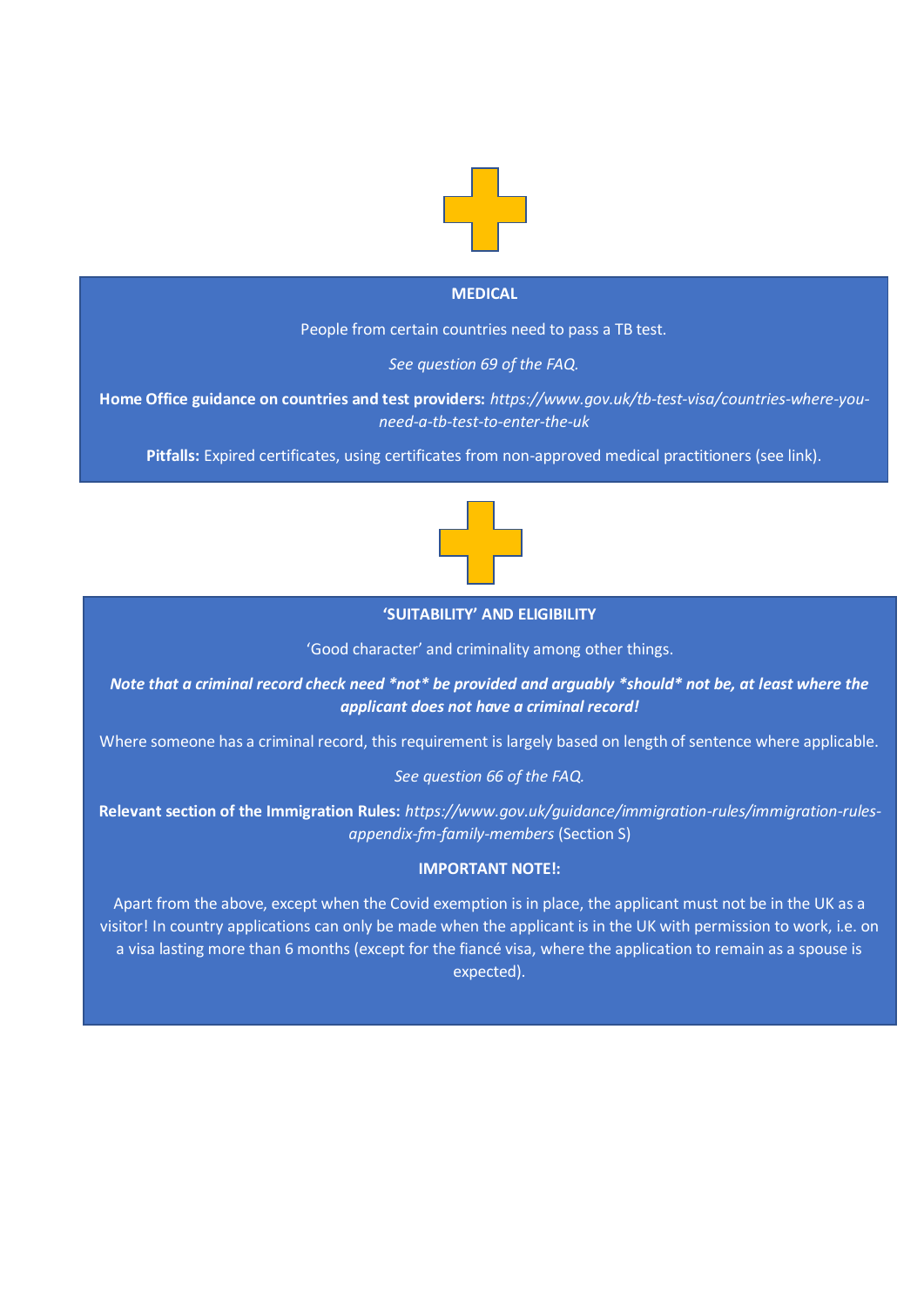## MEDICAL

People from certain countries need to pass a TB test.

*See question 69 of the FAQ.*

**Home Office guidance on countries and test providers:** *https://www.gov.uk/tb-test-visa/countries-where-you-need-a-tb-test-to-enter-the-uk*

**Pitfalls:** Expired certificates, using certificates from non-approved medical practitioners (see link).

## 'SUITABILITY' AND ELIGIBILITY

'Good character' and criminality among other things.

***Note that a criminal record check need *not* be provided and arguably *should* not be, at least where the applicant does not have a criminal record!***

Where someone has a criminal record, this requirement is largely based on length of sentence where applicable.

*See question 66 of the FAQ.*

**Relevant section of the Immigration Rules:** *https://www.gov.uk/guidance/immigration-rules/immigration-rules-appendix-fm-family-members* (Section S)

**IMPORTANT NOTE!:**

Apart from the above, except when the Covid exemption is in place, the applicant must not be in the UK as a visitor! In country applications can only be made when the applicant is in the UK with permission to work, i.e. on a visa lasting more than 6 months (except for the fiancé visa, where the application to remain as a spouse is expected).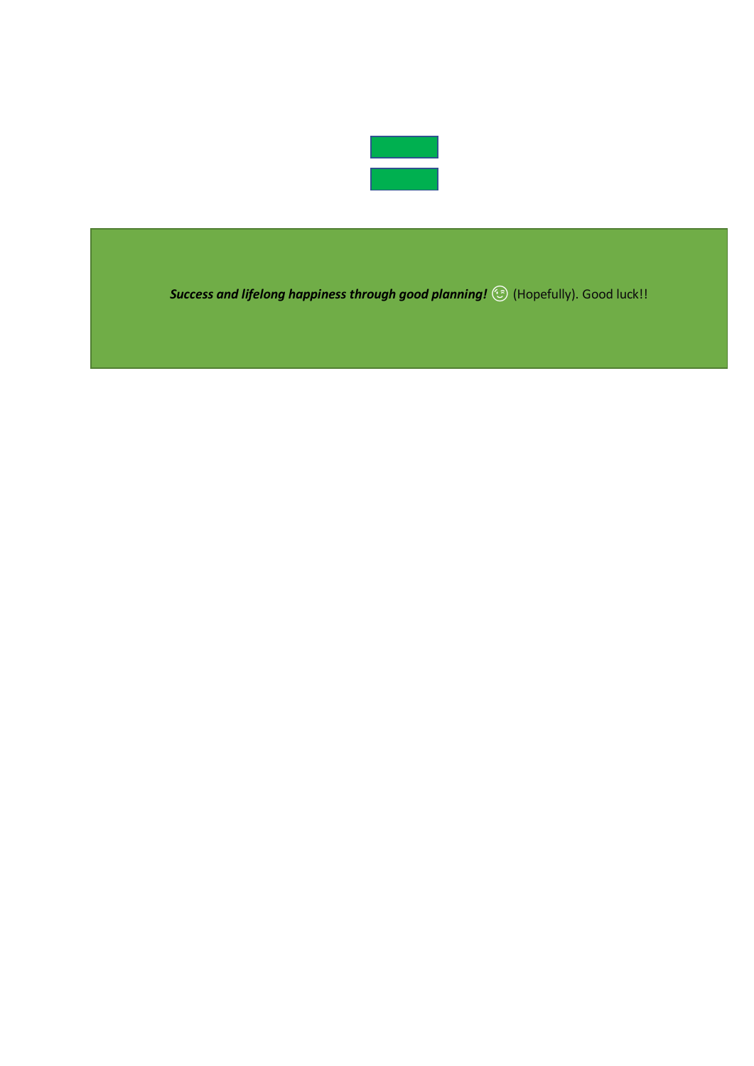***Success and lifelong happiness through good planning!*** 😉 (Hopefully). Good luck!!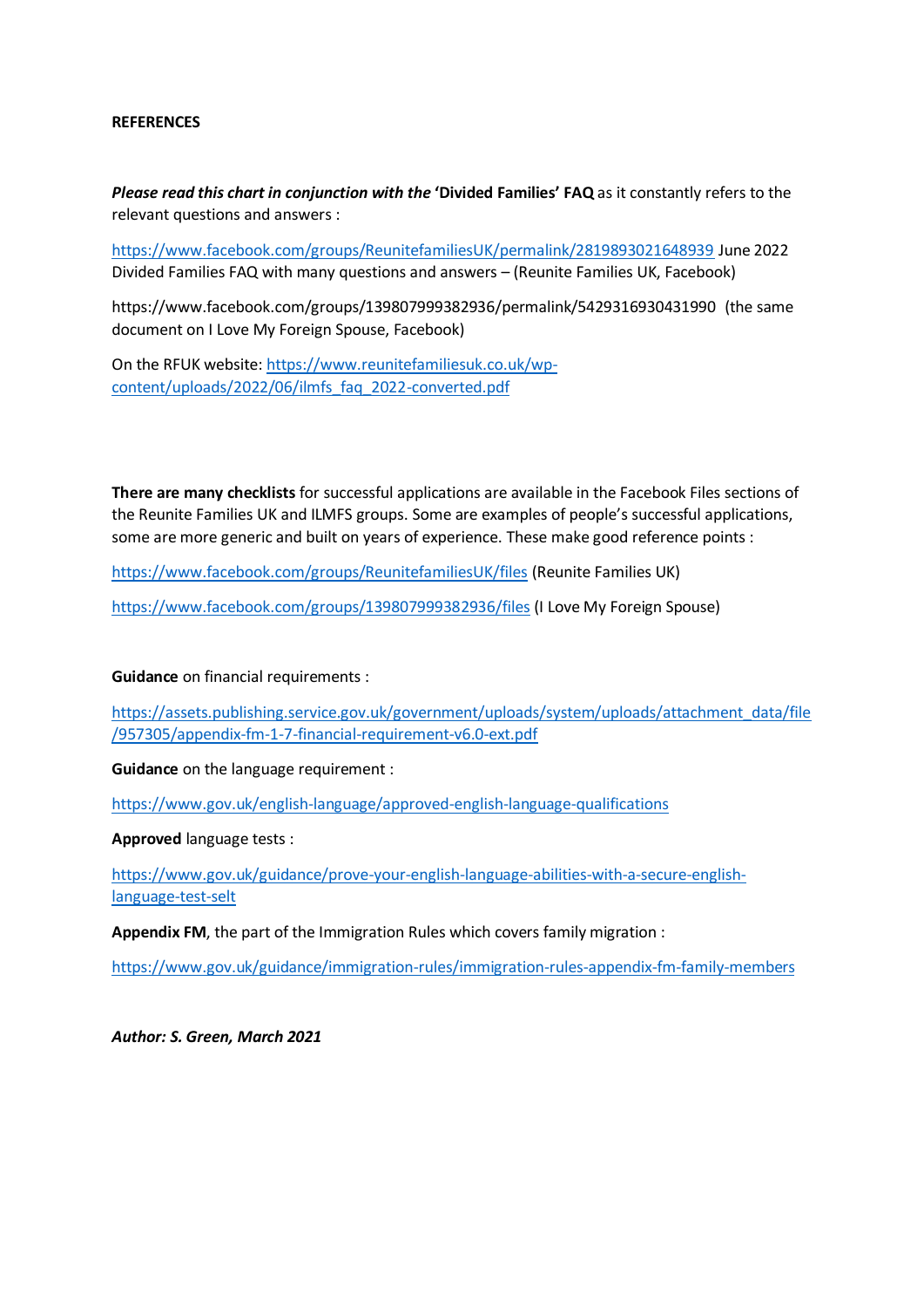**REFERENCES**

***Please read this chart in conjunction with the*** **'Divided Families' FAQ** as it constantly refers to the relevant questions and answers :

https://www.facebook.com/groups/ReunitefamiliesUK/permalink/2819893021648939 June 2022 Divided Families FAQ with many questions and answers – (Reunite Families UK, Facebook)

https://www.facebook.com/groups/139807999382936/permalink/5429316930431990 (the same document on I Love My Foreign Spouse, Facebook)

On the RFUK website: https://www.reunitefamiliesuk.co.uk/wp-content/uploads/2022/06/ilmfs_faq_2022-converted.pdf

**There are many checklists** for successful applications are available in the Facebook Files sections of the Reunite Families UK and ILMFS groups. Some are examples of people's successful applications, some are more generic and built on years of experience. These make good reference points :

https://www.facebook.com/groups/ReunitefamiliesUK/files (Reunite Families UK)

https://www.facebook.com/groups/139807999382936/files (I Love My Foreign Spouse)

**Guidance** on financial requirements :

https://assets.publishing.service.gov.uk/government/uploads/system/uploads/attachment_data/file/957305/appendix-fm-1-7-financial-requirement-v6.0-ext.pdf

**Guidance** on the language requirement :

https://www.gov.uk/english-language/approved-english-language-qualifications

**Approved** language tests :

https://www.gov.uk/guidance/prove-your-english-language-abilities-with-a-secure-english-language-test-selt

**Appendix FM**, the part of the Immigration Rules which covers family migration :

https://www.gov.uk/guidance/immigration-rules/immigration-rules-appendix-fm-family-members

***Author: S. Green, March 2021***